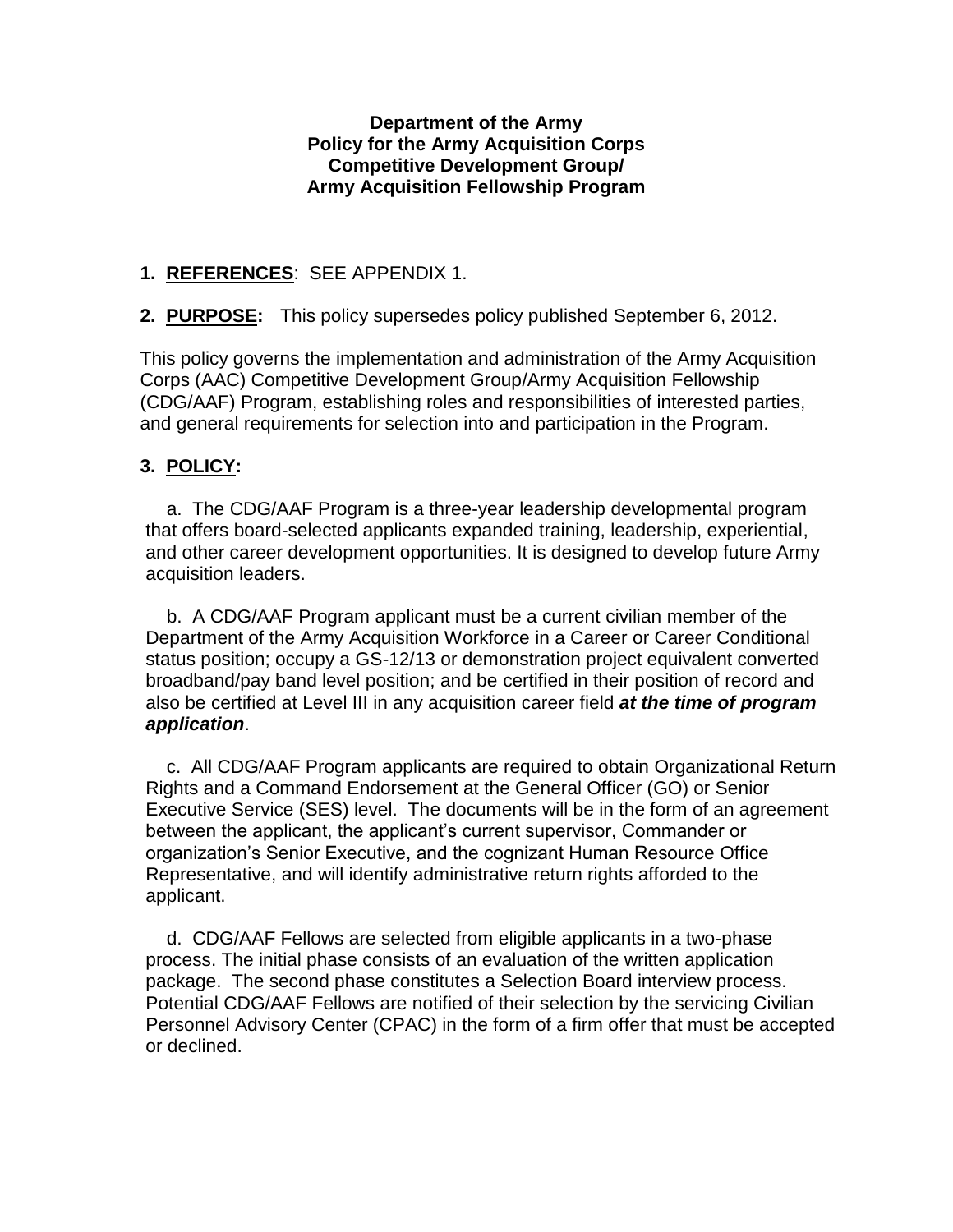**Department of the Army**
**Policy for the Army Acquisition Corps**
**Competitive Development Group/**
**Army Acquisition Fellowship Program**

**1. REFERENCES**: SEE APPENDIX 1.

**2. PURPOSE:** This policy supersedes policy published September 6, 2012.

This policy governs the implementation and administration of the Army Acquisition Corps (AAC) Competitive Development Group/Army Acquisition Fellowship (CDG/AAF) Program, establishing roles and responsibilities of interested parties, and general requirements for selection into and participation in the Program.

**3. POLICY:**

a. The CDG/AAF Program is a three-year leadership developmental program that offers board-selected applicants expanded training, leadership, experiential, and other career development opportunities. It is designed to develop future Army acquisition leaders.

b. A CDG/AAF Program applicant must be a current civilian member of the Department of the Army Acquisition Workforce in a Career or Career Conditional status position; occupy a GS-12/13 or demonstration project equivalent converted broadband/pay band level position; and be certified in their position of record and also be certified at Level III in any acquisition career field ***at the time of program application***.

c. All CDG/AAF Program applicants are required to obtain Organizational Return Rights and a Command Endorsement at the General Officer (GO) or Senior Executive Service (SES) level. The documents will be in the form of an agreement between the applicant, the applicant's current supervisor, Commander or organization's Senior Executive, and the cognizant Human Resource Office Representative, and will identify administrative return rights afforded to the applicant.

d. CDG/AAF Fellows are selected from eligible applicants in a two-phase process. The initial phase consists of an evaluation of the written application package. The second phase constitutes a Selection Board interview process. Potential CDG/AAF Fellows are notified of their selection by the servicing Civilian Personnel Advisory Center (CPAC) in the form of a firm offer that must be accepted or declined.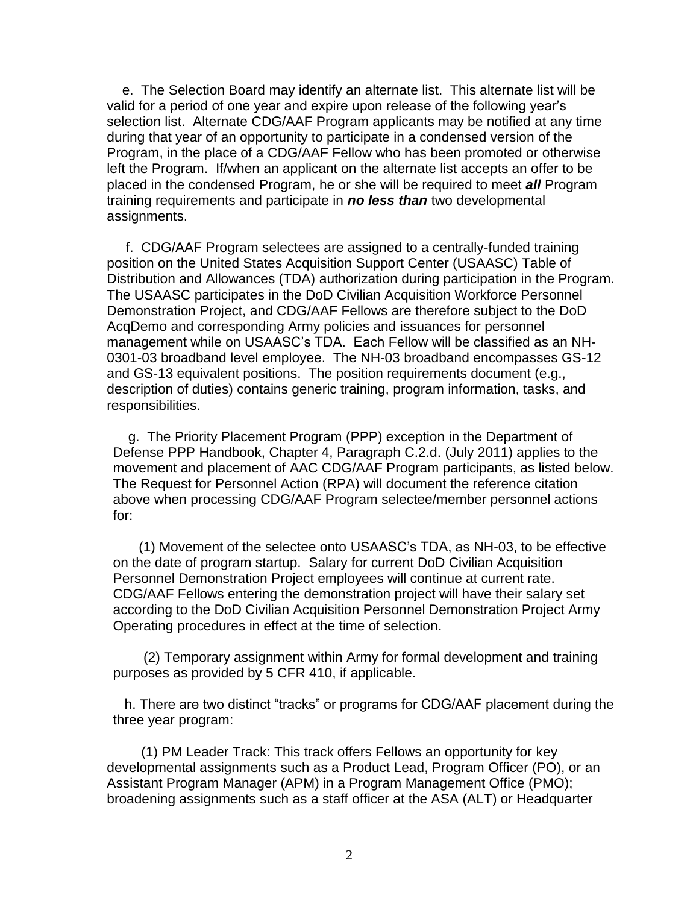e. The Selection Board may identify an alternate list. This alternate list will be valid for a period of one year and expire upon release of the following year's selection list. Alternate CDG/AAF Program applicants may be notified at any time during that year of an opportunity to participate in a condensed version of the Program, in the place of a CDG/AAF Fellow who has been promoted or otherwise left the Program. If/when an applicant on the alternate list accepts an offer to be placed in the condensed Program, he or she will be required to meet ***all*** Program training requirements and participate in ***no less than*** two developmental assignments.

f. CDG/AAF Program selectees are assigned to a centrally-funded training position on the United States Acquisition Support Center (USAASC) Table of Distribution and Allowances (TDA) authorization during participation in the Program. The USAASC participates in the DoD Civilian Acquisition Workforce Personnel Demonstration Project, and CDG/AAF Fellows are therefore subject to the DoD AcqDemo and corresponding Army policies and issuances for personnel management while on USAASC's TDA. Each Fellow will be classified as an NH-0301-03 broadband level employee. The NH-03 broadband encompasses GS-12 and GS-13 equivalent positions. The position requirements document (e.g., description of duties) contains generic training, program information, tasks, and responsibilities.

g. The Priority Placement Program (PPP) exception in the Department of Defense PPP Handbook, Chapter 4, Paragraph C.2.d. (July 2011) applies to the movement and placement of AAC CDG/AAF Program participants, as listed below. The Request for Personnel Action (RPA) will document the reference citation above when processing CDG/AAF Program selectee/member personnel actions for:

(1) Movement of the selectee onto USAASC's TDA, as NH-03, to be effective on the date of program startup. Salary for current DoD Civilian Acquisition Personnel Demonstration Project employees will continue at current rate. CDG/AAF Fellows entering the demonstration project will have their salary set according to the DoD Civilian Acquisition Personnel Demonstration Project Army Operating procedures in effect at the time of selection.

(2) Temporary assignment within Army for formal development and training purposes as provided by 5 CFR 410, if applicable.

h. There are two distinct "tracks" or programs for CDG/AAF placement during the three year program:

(1) PM Leader Track: This track offers Fellows an opportunity for key developmental assignments such as a Product Lead, Program Officer (PO), or an Assistant Program Manager (APM) in a Program Management Office (PMO); broadening assignments such as a staff officer at the ASA (ALT) or Headquarter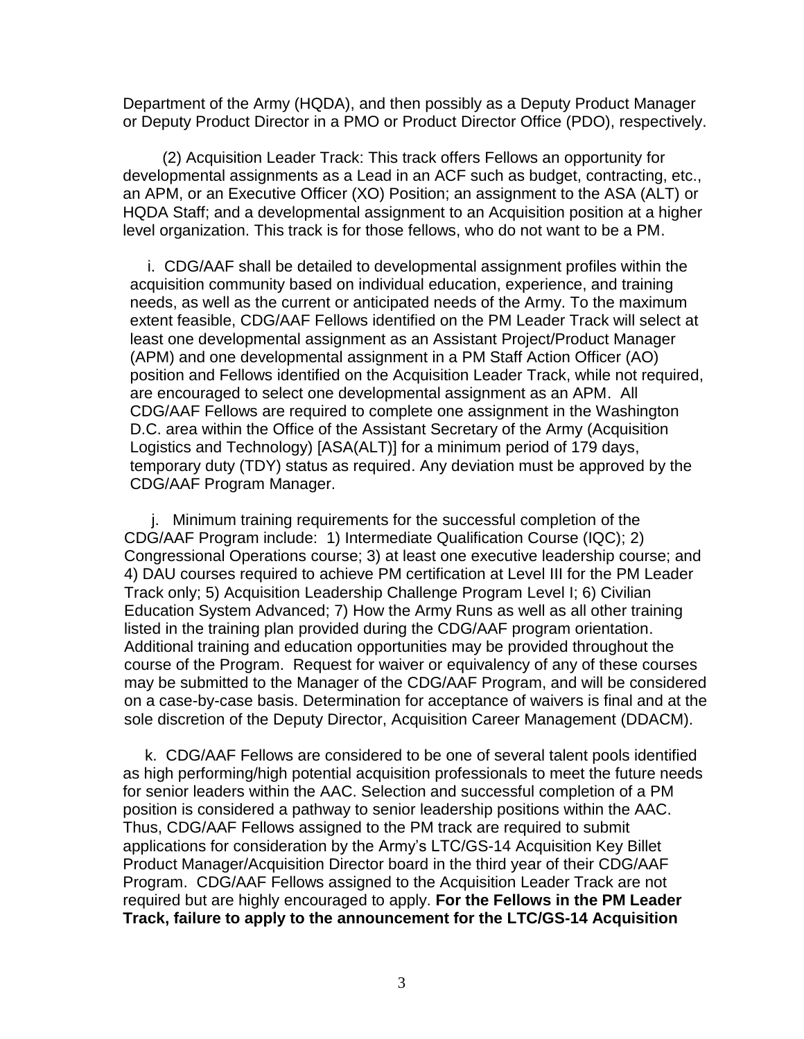Department of the Army (HQDA), and then possibly as a Deputy Product Manager or Deputy Product Director in a PMO or Product Director Office (PDO), respectively.

(2) Acquisition Leader Track: This track offers Fellows an opportunity for developmental assignments as a Lead in an ACF such as budget, contracting, etc., an APM, or an Executive Officer (XO) Position; an assignment to the ASA (ALT) or HQDA Staff; and a developmental assignment to an Acquisition position at a higher level organization. This track is for those fellows, who do not want to be a PM.

i. CDG/AAF shall be detailed to developmental assignment profiles within the acquisition community based on individual education, experience, and training needs, as well as the current or anticipated needs of the Army. To the maximum extent feasible, CDG/AAF Fellows identified on the PM Leader Track will select at least one developmental assignment as an Assistant Project/Product Manager (APM) and one developmental assignment in a PM Staff Action Officer (AO) position and Fellows identified on the Acquisition Leader Track, while not required, are encouraged to select one developmental assignment as an APM. All CDG/AAF Fellows are required to complete one assignment in the Washington D.C. area within the Office of the Assistant Secretary of the Army (Acquisition Logistics and Technology) [ASA(ALT)] for a minimum period of 179 days, temporary duty (TDY) status as required. Any deviation must be approved by the CDG/AAF Program Manager.

j. Minimum training requirements for the successful completion of the CDG/AAF Program include: 1) Intermediate Qualification Course (IQC); 2) Congressional Operations course; 3) at least one executive leadership course; and 4) DAU courses required to achieve PM certification at Level III for the PM Leader Track only; 5) Acquisition Leadership Challenge Program Level I; 6) Civilian Education System Advanced; 7) How the Army Runs as well as all other training listed in the training plan provided during the CDG/AAF program orientation. Additional training and education opportunities may be provided throughout the course of the Program. Request for waiver or equivalency of any of these courses may be submitted to the Manager of the CDG/AAF Program, and will be considered on a case-by-case basis. Determination for acceptance of waivers is final and at the sole discretion of the Deputy Director, Acquisition Career Management (DDACM).

k. CDG/AAF Fellows are considered to be one of several talent pools identified as high performing/high potential acquisition professionals to meet the future needs for senior leaders within the AAC. Selection and successful completion of a PM position is considered a pathway to senior leadership positions within the AAC. Thus, CDG/AAF Fellows assigned to the PM track are required to submit applications for consideration by the Army's LTC/GS-14 Acquisition Key Billet Product Manager/Acquisition Director board in the third year of their CDG/AAF Program. CDG/AAF Fellows assigned to the Acquisition Leader Track are not required but are highly encouraged to apply. **For the Fellows in the PM Leader Track, failure to apply to the announcement for the LTC/GS-14 Acquisition**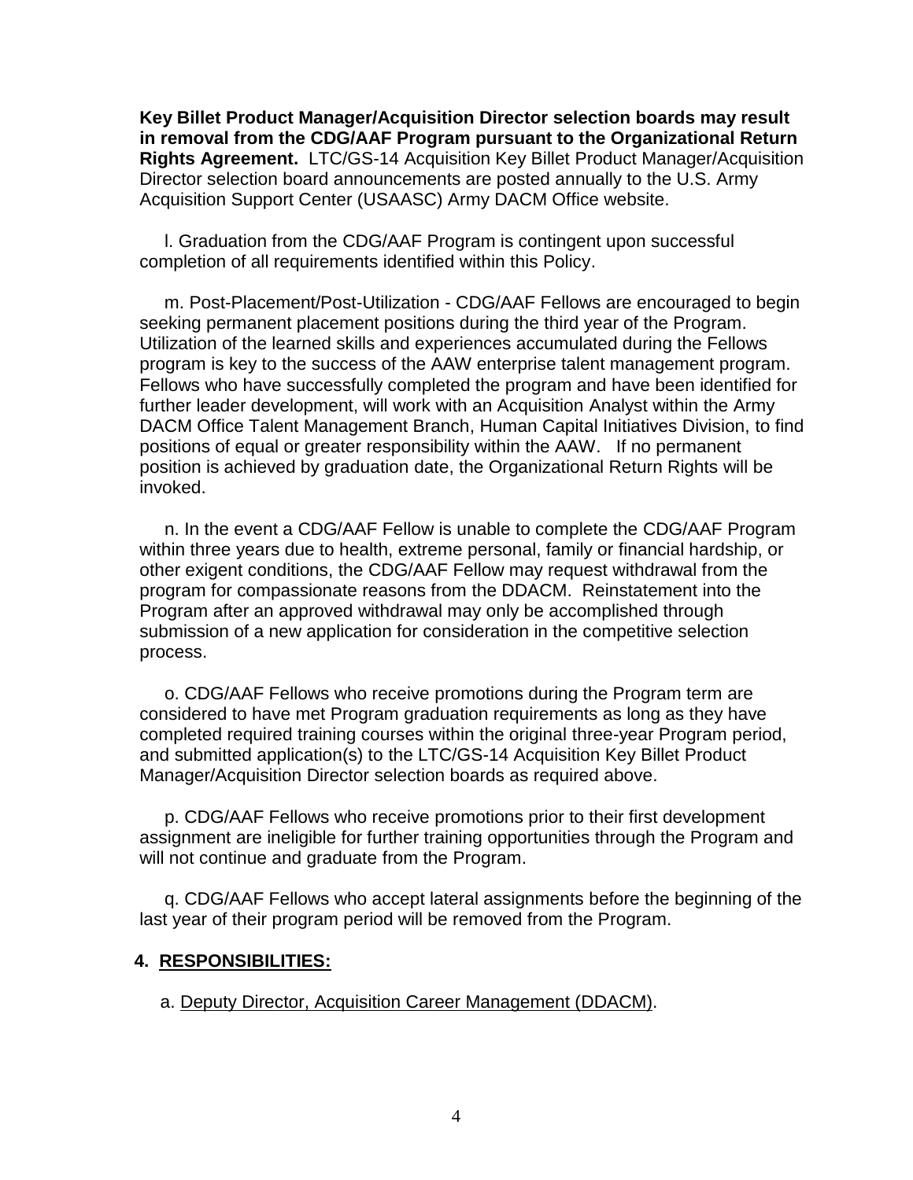**Key Billet Product Manager/Acquisition Director selection boards may result in removal from the CDG/AAF Program pursuant to the Organizational Return Rights Agreement.** LTC/GS-14 Acquisition Key Billet Product Manager/Acquisition Director selection board announcements are posted annually to the U.S. Army Acquisition Support Center (USAASC) Army DACM Office website.

l. Graduation from the CDG/AAF Program is contingent upon successful completion of all requirements identified within this Policy.

m. Post-Placement/Post-Utilization - CDG/AAF Fellows are encouraged to begin seeking permanent placement positions during the third year of the Program. Utilization of the learned skills and experiences accumulated during the Fellows program is key to the success of the AAW enterprise talent management program. Fellows who have successfully completed the program and have been identified for further leader development, will work with an Acquisition Analyst within the Army DACM Office Talent Management Branch, Human Capital Initiatives Division, to find positions of equal or greater responsibility within the AAW. If no permanent position is achieved by graduation date, the Organizational Return Rights will be invoked.

n. In the event a CDG/AAF Fellow is unable to complete the CDG/AAF Program within three years due to health, extreme personal, family or financial hardship, or other exigent conditions, the CDG/AAF Fellow may request withdrawal from the program for compassionate reasons from the DDACM. Reinstatement into the Program after an approved withdrawal may only be accomplished through submission of a new application for consideration in the competitive selection process.

o. CDG/AAF Fellows who receive promotions during the Program term are considered to have met Program graduation requirements as long as they have completed required training courses within the original three-year Program period, and submitted application(s) to the LTC/GS-14 Acquisition Key Billet Product Manager/Acquisition Director selection boards as required above.

p. CDG/AAF Fellows who receive promotions prior to their first development assignment are ineligible for further training opportunities through the Program and will not continue and graduate from the Program.

q. CDG/AAF Fellows who accept lateral assignments before the beginning of the last year of their program period will be removed from the Program.

## 4. RESPONSIBILITIES:

a. Deputy Director, Acquisition Career Management (DDACM).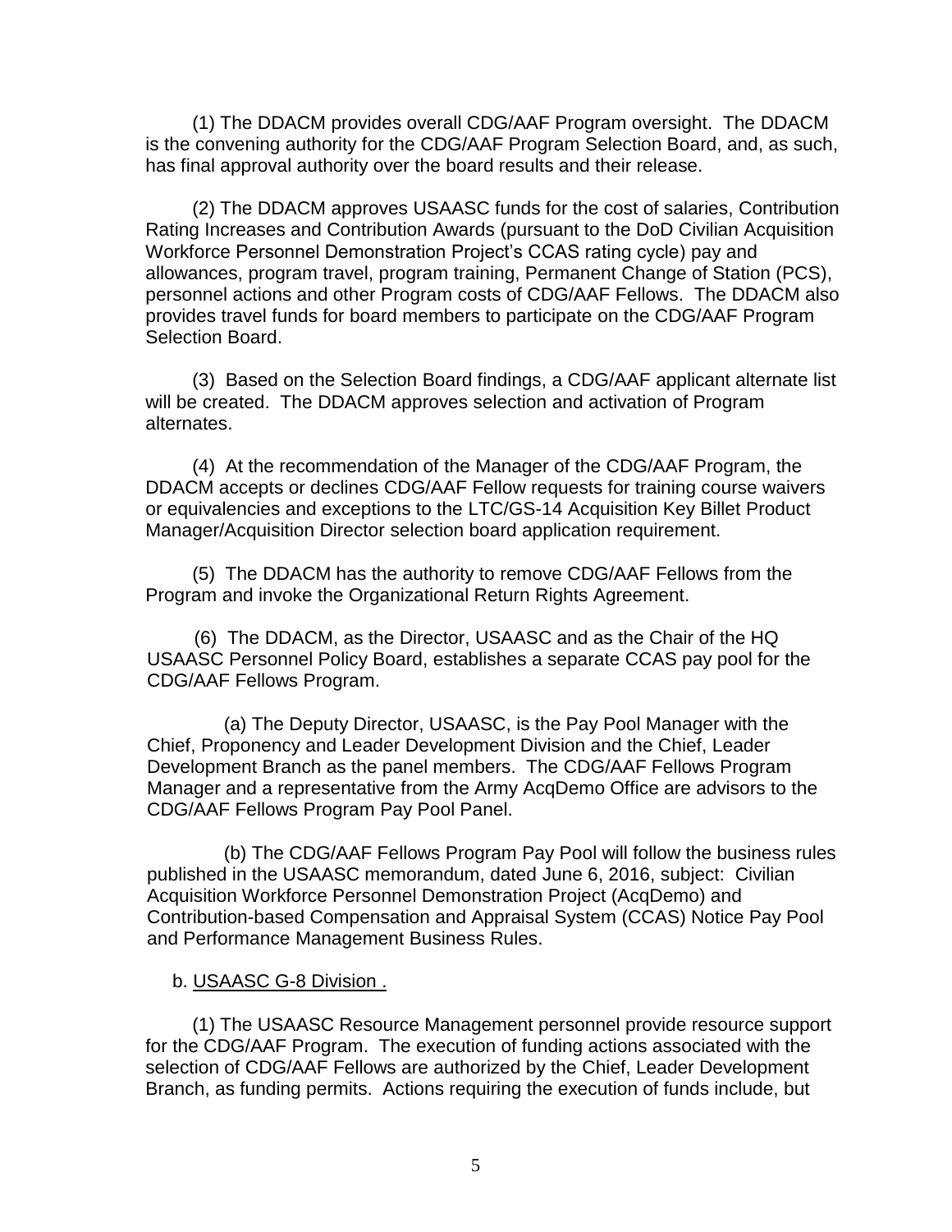(1) The DDACM provides overall CDG/AAF Program oversight. The DDACM is the convening authority for the CDG/AAF Program Selection Board, and, as such, has final approval authority over the board results and their release.

(2) The DDACM approves USAASC funds for the cost of salaries, Contribution Rating Increases and Contribution Awards (pursuant to the DoD Civilian Acquisition Workforce Personnel Demonstration Project's CCAS rating cycle) pay and allowances, program travel, program training, Permanent Change of Station (PCS), personnel actions and other Program costs of CDG/AAF Fellows. The DDACM also provides travel funds for board members to participate on the CDG/AAF Program Selection Board.

(3) Based on the Selection Board findings, a CDG/AAF applicant alternate list will be created. The DDACM approves selection and activation of Program alternates.

(4) At the recommendation of the Manager of the CDG/AAF Program, the DDACM accepts or declines CDG/AAF Fellow requests for training course waivers or equivalencies and exceptions to the LTC/GS-14 Acquisition Key Billet Product Manager/Acquisition Director selection board application requirement.

(5) The DDACM has the authority to remove CDG/AAF Fellows from the Program and invoke the Organizational Return Rights Agreement.

(6) The DDACM, as the Director, USAASC and as the Chair of the HQ USAASC Personnel Policy Board, establishes a separate CCAS pay pool for the CDG/AAF Fellows Program.

(a) The Deputy Director, USAASC, is the Pay Pool Manager with the Chief, Proponency and Leader Development Division and the Chief, Leader Development Branch as the panel members. The CDG/AAF Fellows Program Manager and a representative from the Army AcqDemo Office are advisors to the CDG/AAF Fellows Program Pay Pool Panel.

(b) The CDG/AAF Fellows Program Pay Pool will follow the business rules published in the USAASC memorandum, dated June 6, 2016, subject: Civilian Acquisition Workforce Personnel Demonstration Project (AcqDemo) and Contribution-based Compensation and Appraisal System (CCAS) Notice Pay Pool and Performance Management Business Rules.

b. USAASC G-8 Division .

(1) The USAASC Resource Management personnel provide resource support for the CDG/AAF Program. The execution of funding actions associated with the selection of CDG/AAF Fellows are authorized by the Chief, Leader Development Branch, as funding permits. Actions requiring the execution of funds include, but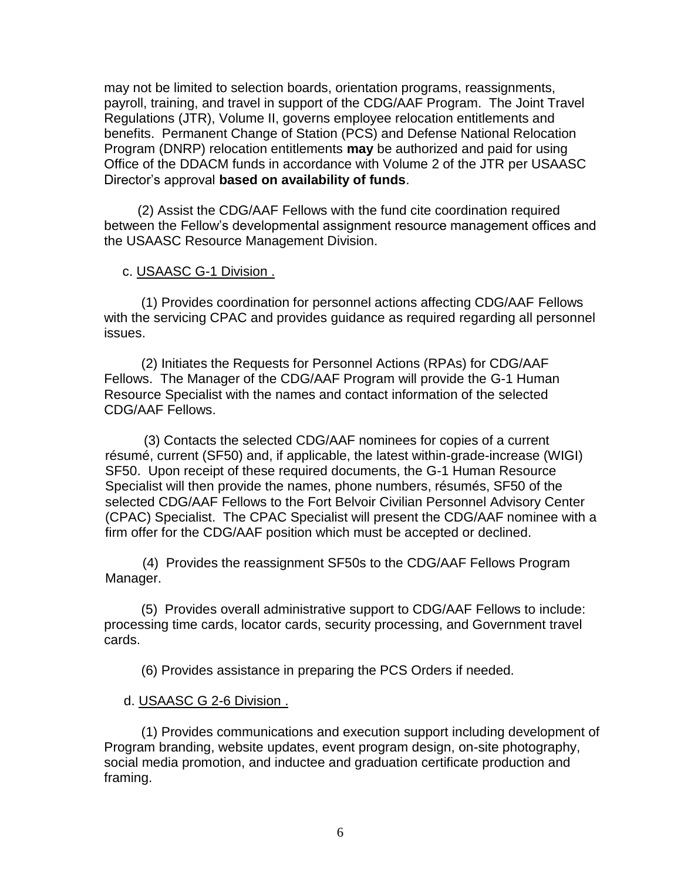may not be limited to selection boards, orientation programs, reassignments, payroll, training, and travel in support of the CDG/AAF Program. The Joint Travel Regulations (JTR), Volume II, governs employee relocation entitlements and benefits. Permanent Change of Station (PCS) and Defense National Relocation Program (DNRP) relocation entitlements **may** be authorized and paid for using Office of the DDACM funds in accordance with Volume 2 of the JTR per USAASC Director's approval **based on availability of funds**.

(2) Assist the CDG/AAF Fellows with the fund cite coordination required between the Fellow's developmental assignment resource management offices and the USAASC Resource Management Division.

c. <u>USAASC G-1 Division .</u>

(1) Provides coordination for personnel actions affecting CDG/AAF Fellows with the servicing CPAC and provides guidance as required regarding all personnel issues.

(2) Initiates the Requests for Personnel Actions (RPAs) for CDG/AAF Fellows. The Manager of the CDG/AAF Program will provide the G-1 Human Resource Specialist with the names and contact information of the selected CDG/AAF Fellows.

(3) Contacts the selected CDG/AAF nominees for copies of a current résumé, current (SF50) and, if applicable, the latest within-grade-increase (WIGI) SF50. Upon receipt of these required documents, the G-1 Human Resource Specialist will then provide the names, phone numbers, résumés, SF50 of the selected CDG/AAF Fellows to the Fort Belvoir Civilian Personnel Advisory Center (CPAC) Specialist. The CPAC Specialist will present the CDG/AAF nominee with a firm offer for the CDG/AAF position which must be accepted or declined.

(4) Provides the reassignment SF50s to the CDG/AAF Fellows Program Manager.

(5) Provides overall administrative support to CDG/AAF Fellows to include: processing time cards, locator cards, security processing, and Government travel cards.

(6) Provides assistance in preparing the PCS Orders if needed.

d. <u>USAASC G 2-6 Division .</u>

(1) Provides communications and execution support including development of Program branding, website updates, event program design, on-site photography, social media promotion, and inductee and graduation certificate production and framing.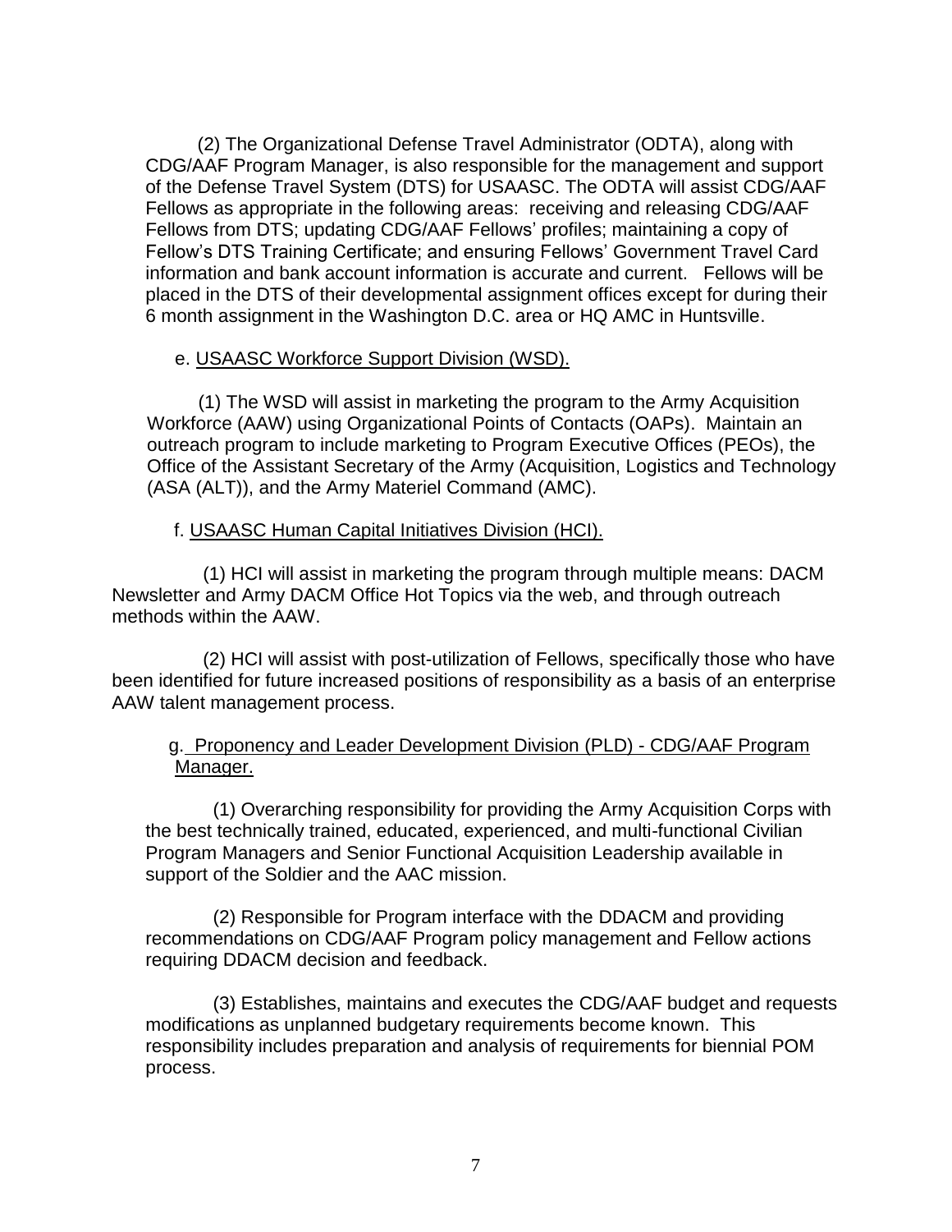(2) The Organizational Defense Travel Administrator (ODTA), along with CDG/AAF Program Manager, is also responsible for the management and support of the Defense Travel System (DTS) for USAASC. The ODTA will assist CDG/AAF Fellows as appropriate in the following areas: receiving and releasing CDG/AAF Fellows from DTS; updating CDG/AAF Fellows' profiles; maintaining a copy of Fellow's DTS Training Certificate; and ensuring Fellows' Government Travel Card information and bank account information is accurate and current. Fellows will be placed in the DTS of their developmental assignment offices except for during their 6 month assignment in the Washington D.C. area or HQ AMC in Huntsville.

e. <u>USAASC Workforce Support Division (WSD).</u>

(1) The WSD will assist in marketing the program to the Army Acquisition Workforce (AAW) using Organizational Points of Contacts (OAPs). Maintain an outreach program to include marketing to Program Executive Offices (PEOs), the Office of the Assistant Secretary of the Army (Acquisition, Logistics and Technology (ASA (ALT)), and the Army Materiel Command (AMC).

f. <u>USAASC Human Capital Initiatives Division (HCI).</u>

(1) HCI will assist in marketing the program through multiple means: DACM Newsletter and Army DACM Office Hot Topics via the web, and through outreach methods within the AAW.

(2) HCI will assist with post-utilization of Fellows, specifically those who have been identified for future increased positions of responsibility as a basis of an enterprise AAW talent management process.

g. <u>Proponency and Leader Development Division (PLD) - CDG/AAF Program Manager.</u>

(1) Overarching responsibility for providing the Army Acquisition Corps with the best technically trained, educated, experienced, and multi-functional Civilian Program Managers and Senior Functional Acquisition Leadership available in support of the Soldier and the AAC mission.

(2) Responsible for Program interface with the DDACM and providing recommendations on CDG/AAF Program policy management and Fellow actions requiring DDACM decision and feedback.

(3) Establishes, maintains and executes the CDG/AAF budget and requests modifications as unplanned budgetary requirements become known. This responsibility includes preparation and analysis of requirements for biennial POM process.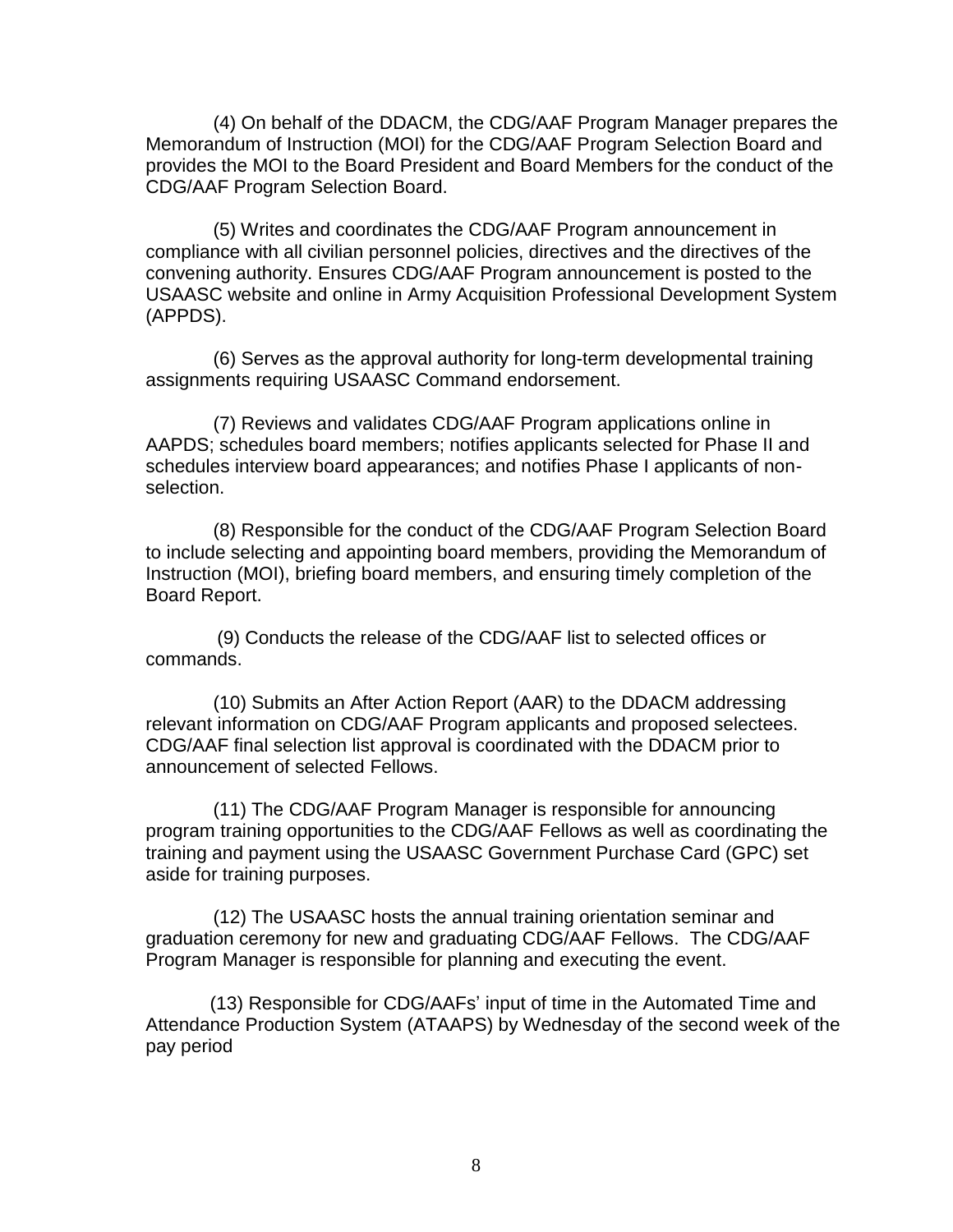(4) On behalf of the DDACM, the CDG/AAF Program Manager prepares the Memorandum of Instruction (MOI) for the CDG/AAF Program Selection Board and provides the MOI to the Board President and Board Members for the conduct of the CDG/AAF Program Selection Board.

(5) Writes and coordinates the CDG/AAF Program announcement in compliance with all civilian personnel policies, directives and the directives of the convening authority. Ensures CDG/AAF Program announcement is posted to the USAASC website and online in Army Acquisition Professional Development System (APPDS).

(6) Serves as the approval authority for long-term developmental training assignments requiring USAASC Command endorsement.

(7) Reviews and validates CDG/AAF Program applications online in AAPDS; schedules board members; notifies applicants selected for Phase II and schedules interview board appearances; and notifies Phase I applicants of non-selection.

(8) Responsible for the conduct of the CDG/AAF Program Selection Board to include selecting and appointing board members, providing the Memorandum of Instruction (MOI), briefing board members, and ensuring timely completion of the Board Report.

(9) Conducts the release of the CDG/AAF list to selected offices or commands.

(10) Submits an After Action Report (AAR) to the DDACM addressing relevant information on CDG/AAF Program applicants and proposed selectees. CDG/AAF final selection list approval is coordinated with the DDACM prior to announcement of selected Fellows.

(11) The CDG/AAF Program Manager is responsible for announcing program training opportunities to the CDG/AAF Fellows as well as coordinating the training and payment using the USAASC Government Purchase Card (GPC) set aside for training purposes.

(12) The USAASC hosts the annual training orientation seminar and graduation ceremony for new and graduating CDG/AAF Fellows. The CDG/AAF Program Manager is responsible for planning and executing the event.

(13) Responsible for CDG/AAFs' input of time in the Automated Time and Attendance Production System (ATAAPS) by Wednesday of the second week of the pay period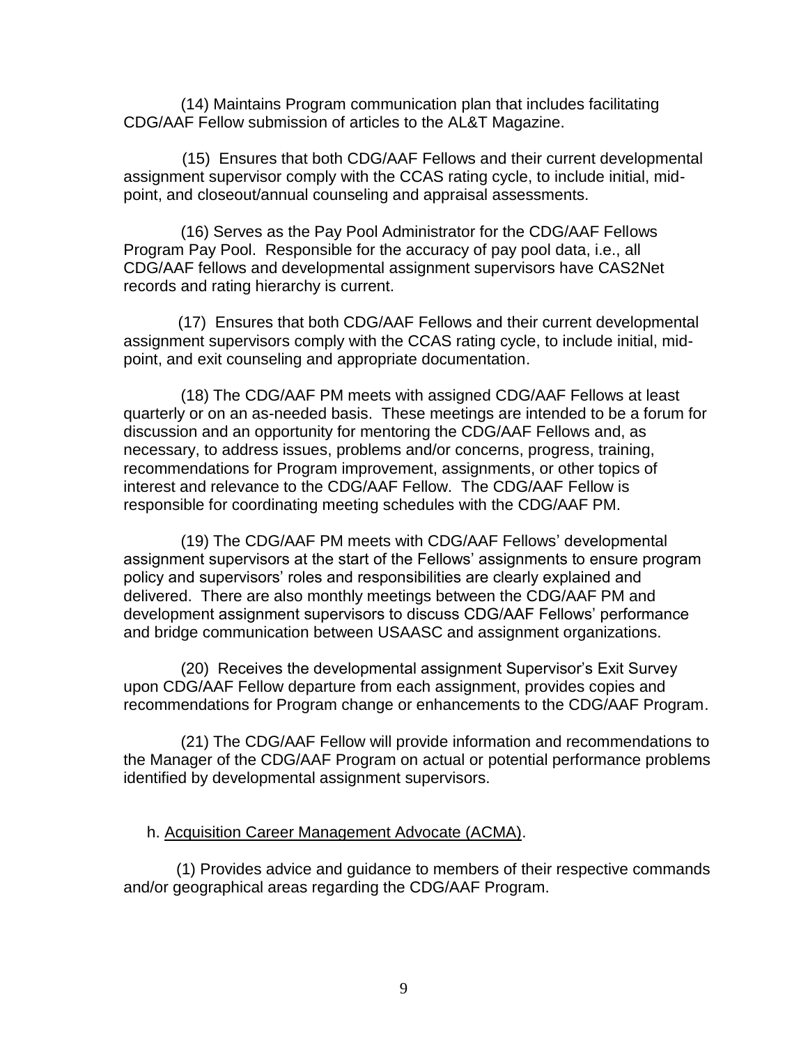(14) Maintains Program communication plan that includes facilitating CDG/AAF Fellow submission of articles to the AL&T Magazine.

(15) Ensures that both CDG/AAF Fellows and their current developmental assignment supervisor comply with the CCAS rating cycle, to include initial, mid-point, and closeout/annual counseling and appraisal assessments.

(16) Serves as the Pay Pool Administrator for the CDG/AAF Fellows Program Pay Pool. Responsible for the accuracy of pay pool data, i.e., all CDG/AAF fellows and developmental assignment supervisors have CAS2Net records and rating hierarchy is current.

(17) Ensures that both CDG/AAF Fellows and their current developmental assignment supervisors comply with the CCAS rating cycle, to include initial, mid-point, and exit counseling and appropriate documentation.

(18) The CDG/AAF PM meets with assigned CDG/AAF Fellows at least quarterly or on an as-needed basis. These meetings are intended to be a forum for discussion and an opportunity for mentoring the CDG/AAF Fellows and, as necessary, to address issues, problems and/or concerns, progress, training, recommendations for Program improvement, assignments, or other topics of interest and relevance to the CDG/AAF Fellow. The CDG/AAF Fellow is responsible for coordinating meeting schedules with the CDG/AAF PM.

(19) The CDG/AAF PM meets with CDG/AAF Fellows' developmental assignment supervisors at the start of the Fellows' assignments to ensure program policy and supervisors' roles and responsibilities are clearly explained and delivered. There are also monthly meetings between the CDG/AAF PM and development assignment supervisors to discuss CDG/AAF Fellows' performance and bridge communication between USAASC and assignment organizations.

(20) Receives the developmental assignment Supervisor's Exit Survey upon CDG/AAF Fellow departure from each assignment, provides copies and recommendations for Program change or enhancements to the CDG/AAF Program.

(21) The CDG/AAF Fellow will provide information and recommendations to the Manager of the CDG/AAF Program on actual or potential performance problems identified by developmental assignment supervisors.

h. Acquisition Career Management Advocate (ACMA).

(1) Provides advice and guidance to members of their respective commands and/or geographical areas regarding the CDG/AAF Program.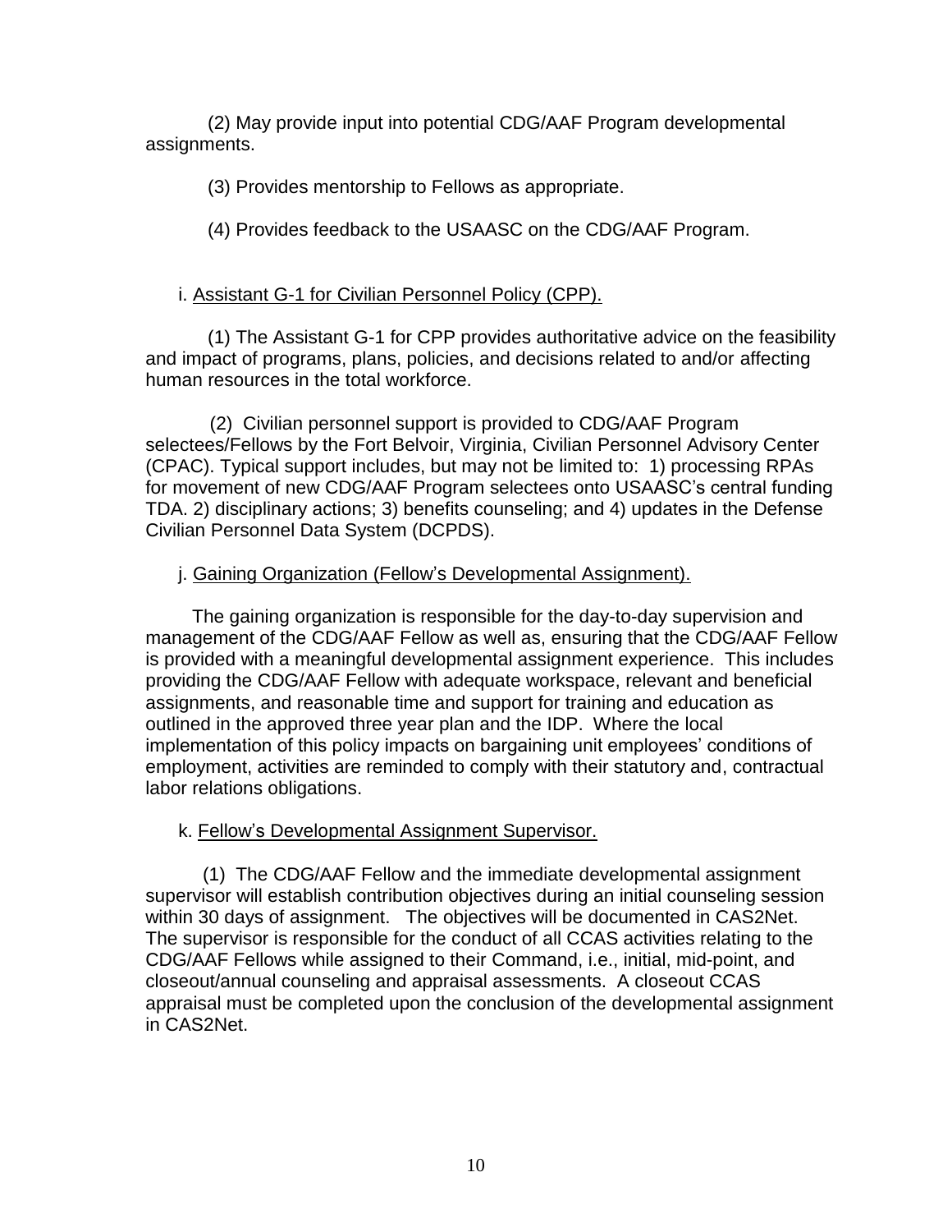(2) May provide input into potential CDG/AAF Program developmental assignments.

(3) Provides mentorship to Fellows as appropriate.

(4) Provides feedback to the USAASC on the CDG/AAF Program.

i. Assistant G-1 for Civilian Personnel Policy (CPP).

(1) The Assistant G-1 for CPP provides authoritative advice on the feasibility and impact of programs, plans, policies, and decisions related to and/or affecting human resources in the total workforce.

(2) Civilian personnel support is provided to CDG/AAF Program selectees/Fellows by the Fort Belvoir, Virginia, Civilian Personnel Advisory Center (CPAC). Typical support includes, but may not be limited to: 1) processing RPAs for movement of new CDG/AAF Program selectees onto USAASC's central funding TDA. 2) disciplinary actions; 3) benefits counseling; and 4) updates in the Defense Civilian Personnel Data System (DCPDS).

j. Gaining Organization (Fellow's Developmental Assignment).

The gaining organization is responsible for the day-to-day supervision and management of the CDG/AAF Fellow as well as, ensuring that the CDG/AAF Fellow is provided with a meaningful developmental assignment experience. This includes providing the CDG/AAF Fellow with adequate workspace, relevant and beneficial assignments, and reasonable time and support for training and education as outlined in the approved three year plan and the IDP. Where the local implementation of this policy impacts on bargaining unit employees' conditions of employment, activities are reminded to comply with their statutory and, contractual labor relations obligations.

k. Fellow's Developmental Assignment Supervisor.

(1) The CDG/AAF Fellow and the immediate developmental assignment supervisor will establish contribution objectives during an initial counseling session within 30 days of assignment. The objectives will be documented in CAS2Net. The supervisor is responsible for the conduct of all CCAS activities relating to the CDG/AAF Fellows while assigned to their Command, i.e., initial, mid-point, and closeout/annual counseling and appraisal assessments. A closeout CCAS appraisal must be completed upon the conclusion of the developmental assignment in CAS2Net.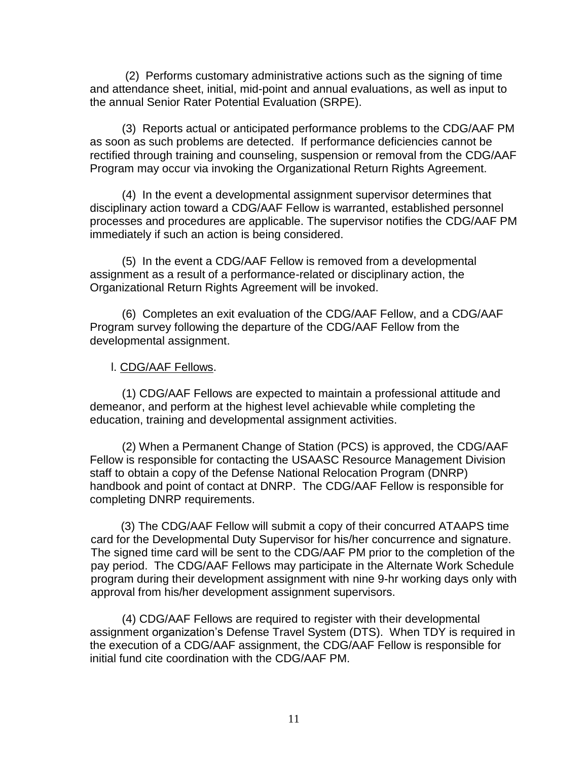(2) Performs customary administrative actions such as the signing of time and attendance sheet, initial, mid-point and annual evaluations, as well as input to the annual Senior Rater Potential Evaluation (SRPE).

(3) Reports actual or anticipated performance problems to the CDG/AAF PM as soon as such problems are detected. If performance deficiencies cannot be rectified through training and counseling, suspension or removal from the CDG/AAF Program may occur via invoking the Organizational Return Rights Agreement.

(4) In the event a developmental assignment supervisor determines that disciplinary action toward a CDG/AAF Fellow is warranted, established personnel processes and procedures are applicable. The supervisor notifies the CDG/AAF PM immediately if such an action is being considered.

(5) In the event a CDG/AAF Fellow is removed from a developmental assignment as a result of a performance-related or disciplinary action, the Organizational Return Rights Agreement will be invoked.

(6) Completes an exit evaluation of the CDG/AAF Fellow, and a CDG/AAF Program survey following the departure of the CDG/AAF Fellow from the developmental assignment.

l. <u>CDG/AAF Fellows</u>.

(1) CDG/AAF Fellows are expected to maintain a professional attitude and demeanor, and perform at the highest level achievable while completing the education, training and developmental assignment activities.

(2) When a Permanent Change of Station (PCS) is approved, the CDG/AAF Fellow is responsible for contacting the USAASC Resource Management Division staff to obtain a copy of the Defense National Relocation Program (DNRP) handbook and point of contact at DNRP. The CDG/AAF Fellow is responsible for completing DNRP requirements.

(3) The CDG/AAF Fellow will submit a copy of their concurred ATAAPS time card for the Developmental Duty Supervisor for his/her concurrence and signature. The signed time card will be sent to the CDG/AAF PM prior to the completion of the pay period. The CDG/AAF Fellows may participate in the Alternate Work Schedule program during their development assignment with nine 9-hr working days only with approval from his/her development assignment supervisors.

(4) CDG/AAF Fellows are required to register with their developmental assignment organization's Defense Travel System (DTS). When TDY is required in the execution of a CDG/AAF assignment, the CDG/AAF Fellow is responsible for initial fund cite coordination with the CDG/AAF PM.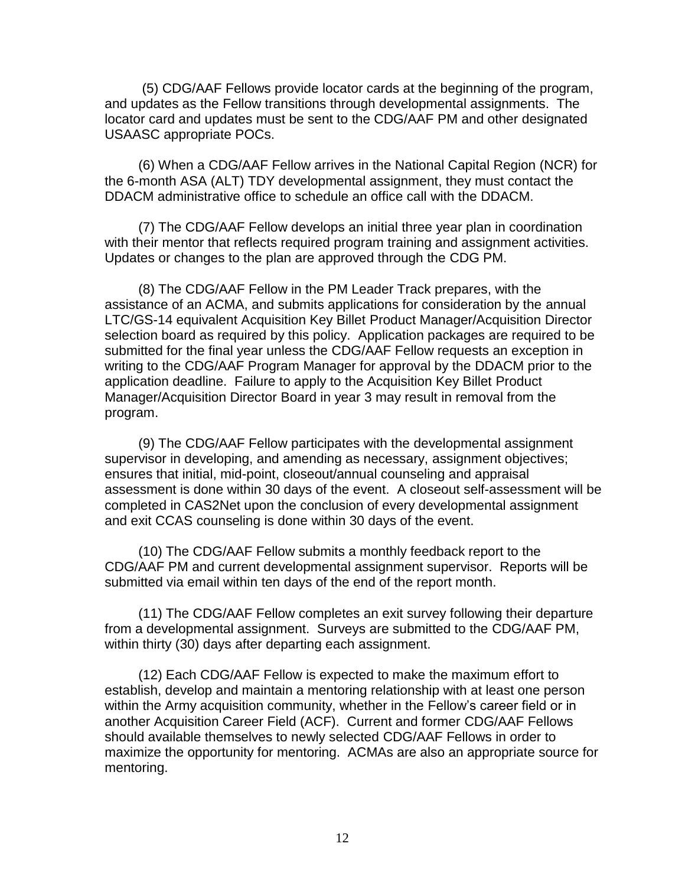(5) CDG/AAF Fellows provide locator cards at the beginning of the program, and updates as the Fellow transitions through developmental assignments. The locator card and updates must be sent to the CDG/AAF PM and other designated USAASC appropriate POCs.

(6) When a CDG/AAF Fellow arrives in the National Capital Region (NCR) for the 6-month ASA (ALT) TDY developmental assignment, they must contact the DDACM administrative office to schedule an office call with the DDACM.

(7) The CDG/AAF Fellow develops an initial three year plan in coordination with their mentor that reflects required program training and assignment activities. Updates or changes to the plan are approved through the CDG PM.

(8) The CDG/AAF Fellow in the PM Leader Track prepares, with the assistance of an ACMA, and submits applications for consideration by the annual LTC/GS-14 equivalent Acquisition Key Billet Product Manager/Acquisition Director selection board as required by this policy. Application packages are required to be submitted for the final year unless the CDG/AAF Fellow requests an exception in writing to the CDG/AAF Program Manager for approval by the DDACM prior to the application deadline. Failure to apply to the Acquisition Key Billet Product Manager/Acquisition Director Board in year 3 may result in removal from the program.

(9) The CDG/AAF Fellow participates with the developmental assignment supervisor in developing, and amending as necessary, assignment objectives; ensures that initial, mid-point, closeout/annual counseling and appraisal assessment is done within 30 days of the event. A closeout self-assessment will be completed in CAS2Net upon the conclusion of every developmental assignment and exit CCAS counseling is done within 30 days of the event.

(10) The CDG/AAF Fellow submits a monthly feedback report to the CDG/AAF PM and current developmental assignment supervisor. Reports will be submitted via email within ten days of the end of the report month.

(11) The CDG/AAF Fellow completes an exit survey following their departure from a developmental assignment. Surveys are submitted to the CDG/AAF PM, within thirty (30) days after departing each assignment.

(12) Each CDG/AAF Fellow is expected to make the maximum effort to establish, develop and maintain a mentoring relationship with at least one person within the Army acquisition community, whether in the Fellow's career field or in another Acquisition Career Field (ACF). Current and former CDG/AAF Fellows should available themselves to newly selected CDG/AAF Fellows in order to maximize the opportunity for mentoring. ACMAs are also an appropriate source for mentoring.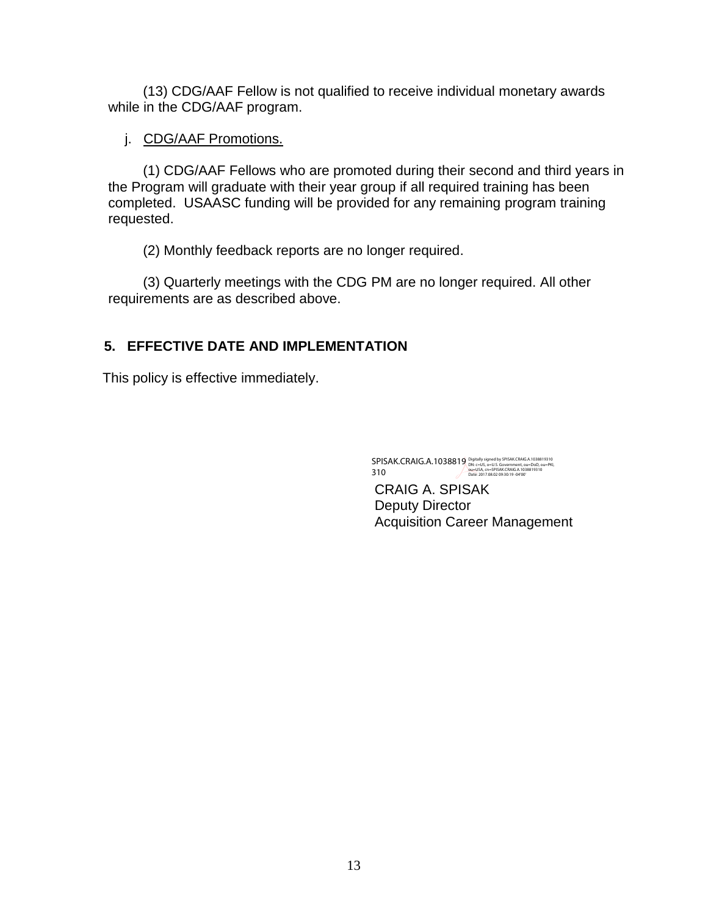(13) CDG/AAF Fellow is not qualified to receive individual monetary awards while in the CDG/AAF program.

j. CDG/AAF Promotions.

(1) CDG/AAF Fellows who are promoted during their second and third years in the Program will graduate with their year group if all required training has been completed. USAASC funding will be provided for any remaining program training requested.

(2) Monthly feedback reports are no longer required.

(3) Quarterly meetings with the CDG PM are no longer required. All other requirements are as described above.

## 5. EFFECTIVE DATE AND IMPLEMENTATION

This policy is effective immediately.

SPISAK.CRAIG.A.1038819310 Digitally signed by SPISAK.CRAIG.A.1038819310 DN: c=US, o=U.S. Government, ou=DoD, ou=PKI, ou=USA, cn=SPISAK.CRAIG.A.1038819310 Date: 2017.08.02 09:30:19 -04'00'

CRAIG A. SPISAK
Deputy Director
Acquisition Career Management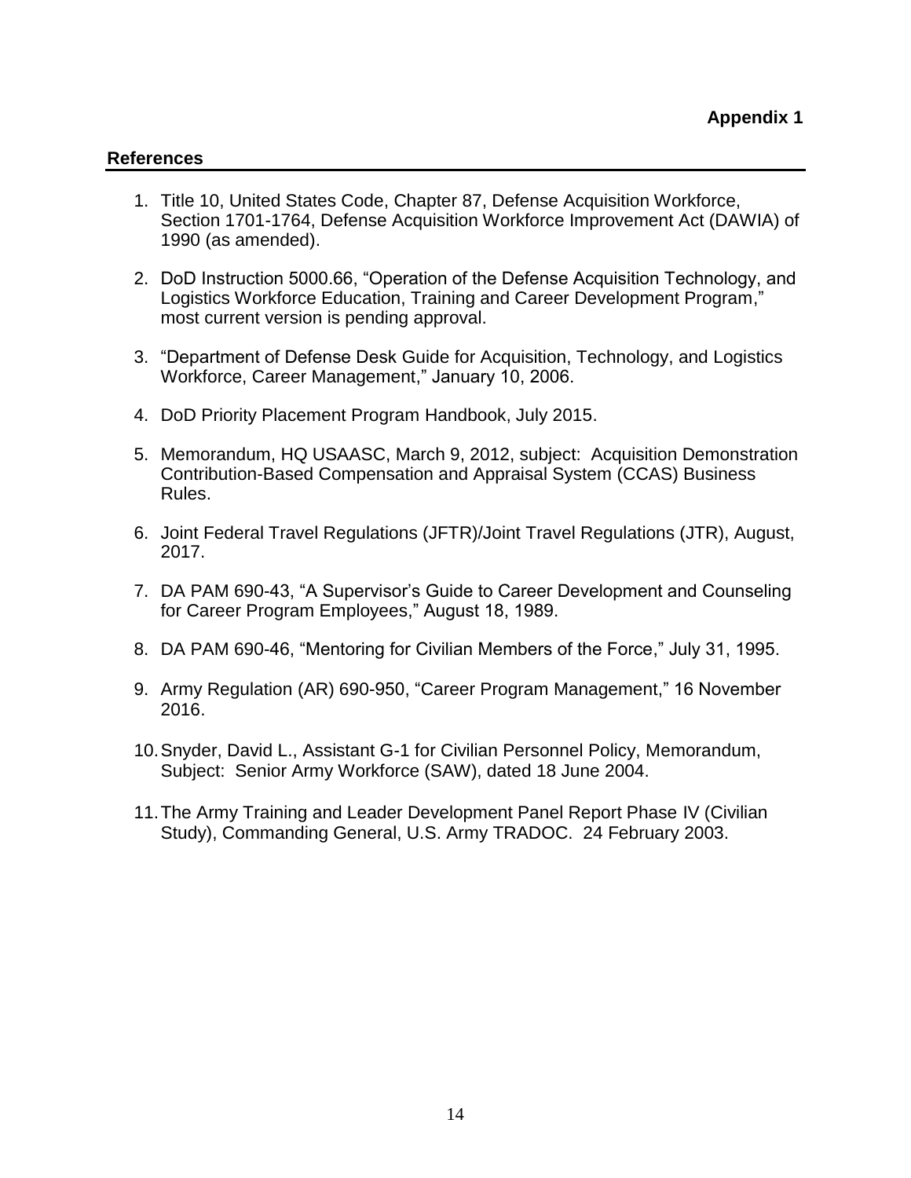**Appendix 1**

## References

1. Title 10, United States Code, Chapter 87, Defense Acquisition Workforce, Section 1701-1764, Defense Acquisition Workforce Improvement Act (DAWIA) of 1990 (as amended).

2. DoD Instruction 5000.66, "Operation of the Defense Acquisition Technology, and Logistics Workforce Education, Training and Career Development Program," most current version is pending approval.

3. "Department of Defense Desk Guide for Acquisition, Technology, and Logistics Workforce, Career Management," January 10, 2006.

4. DoD Priority Placement Program Handbook, July 2015.

5. Memorandum, HQ USAASC, March 9, 2012, subject: Acquisition Demonstration Contribution-Based Compensation and Appraisal System (CCAS) Business Rules.

6. Joint Federal Travel Regulations (JFTR)/Joint Travel Regulations (JTR), August, 2017.

7. DA PAM 690-43, "A Supervisor's Guide to Career Development and Counseling for Career Program Employees," August 18, 1989.

8. DA PAM 690-46, "Mentoring for Civilian Members of the Force," July 31, 1995.

9. Army Regulation (AR) 690-950, "Career Program Management," 16 November 2016.

10. Snyder, David L., Assistant G-1 for Civilian Personnel Policy, Memorandum, Subject: Senior Army Workforce (SAW), dated 18 June 2004.

11. The Army Training and Leader Development Panel Report Phase IV (Civilian Study), Commanding General, U.S. Army TRADOC. 24 February 2003.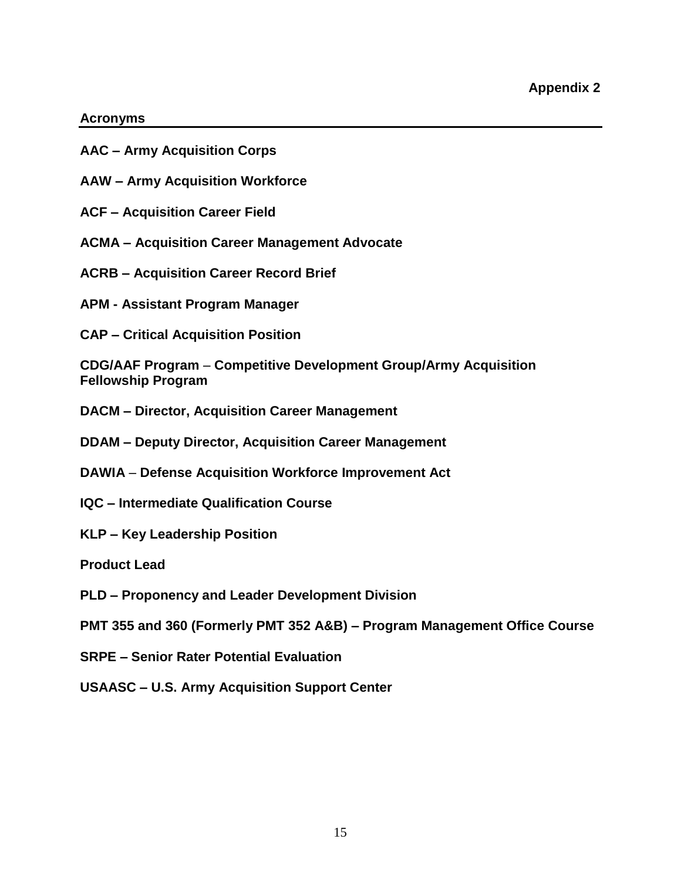**Appendix 2**

## Acronyms

**AAC – Army Acquisition Corps**

**AAW – Army Acquisition Workforce**

**ACF – Acquisition Career Field**

**ACMA – Acquisition Career Management Advocate**

**ACRB – Acquisition Career Record Brief**

**APM - Assistant Program Manager**

**CAP – Critical Acquisition Position**

**CDG/AAF Program – Competitive Development Group/Army Acquisition Fellowship Program**

**DACM – Director, Acquisition Career Management**

**DDAM – Deputy Director, Acquisition Career Management**

**DAWIA – Defense Acquisition Workforce Improvement Act**

**IQC – Intermediate Qualification Course**

**KLP – Key Leadership Position**

**Product Lead**

**PLD – Proponency and Leader Development Division**

**PMT 355 and 360 (Formerly PMT 352 A&B) – Program Management Office Course**

**SRPE – Senior Rater Potential Evaluation**

**USAASC – U.S. Army Acquisition Support Center**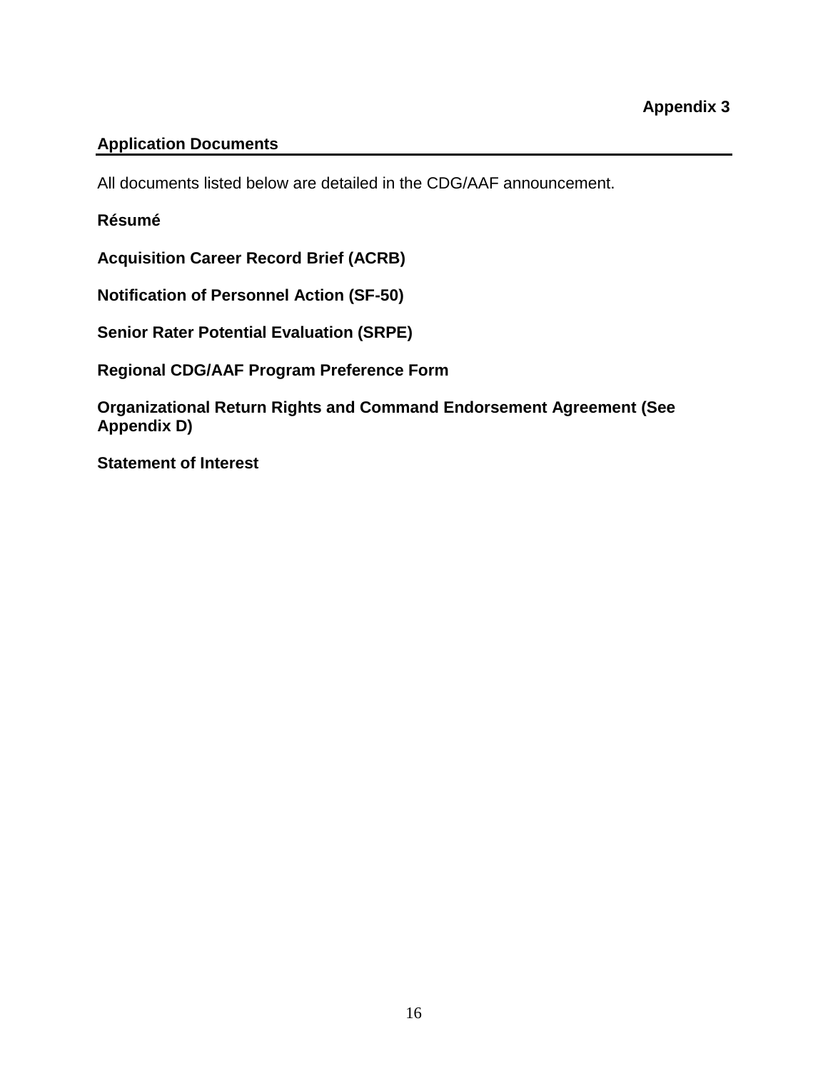**Appendix 3**

## Application Documents

All documents listed below are detailed in the CDG/AAF announcement.

**Résumé**

**Acquisition Career Record Brief (ACRB)**

**Notification of Personnel Action (SF-50)**

**Senior Rater Potential Evaluation (SRPE)**

**Regional CDG/AAF Program Preference Form**

**Organizational Return Rights and Command Endorsement Agreement (See Appendix D)**

**Statement of Interest**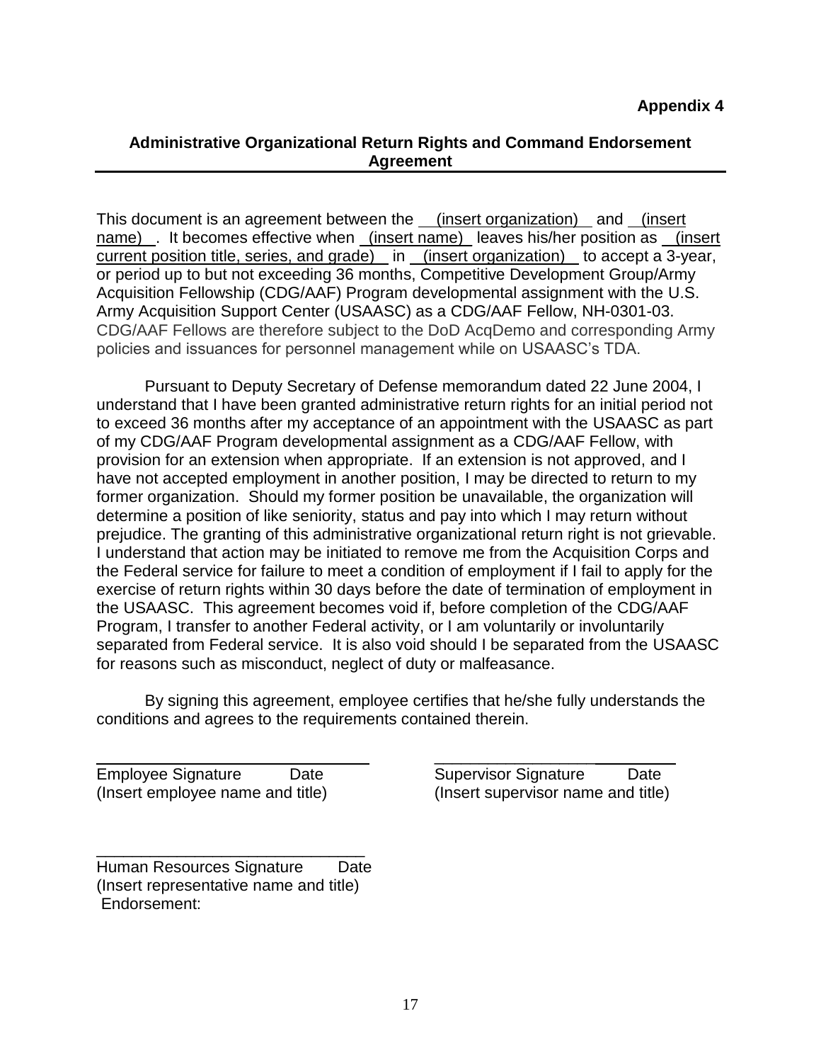**Appendix 4**

## Administrative Organizational Return Rights and Command Endorsement Agreement

This document is an agreement between the (insert organization) and (insert name) . It becomes effective when (insert name) leaves his/her position as (insert current position title, series, and grade) in (insert organization) to accept a 3-year, or period up to but not exceeding 36 months, Competitive Development Group/Army Acquisition Fellowship (CDG/AAF) Program developmental assignment with the U.S. Army Acquisition Support Center (USAASC) as a CDG/AAF Fellow, NH-0301-03. CDG/AAF Fellows are therefore subject to the DoD AcqDemo and corresponding Army policies and issuances for personnel management while on USAASC's TDA.

Pursuant to Deputy Secretary of Defense memorandum dated 22 June 2004, I understand that I have been granted administrative return rights for an initial period not to exceed 36 months after my acceptance of an appointment with the USAASC as part of my CDG/AAF Program developmental assignment as a CDG/AAF Fellow, with provision for an extension when appropriate. If an extension is not approved, and I have not accepted employment in another position, I may be directed to return to my former organization. Should my former position be unavailable, the organization will determine a position of like seniority, status and pay into which I may return without prejudice. The granting of this administrative organizational return right is not grievable. I understand that action may be initiated to remove me from the Acquisition Corps and the Federal service for failure to meet a condition of employment if I fail to apply for the exercise of return rights within 30 days before the date of termination of employment in the USAASC. This agreement becomes void if, before completion of the CDG/AAF Program, I transfer to another Federal activity, or I am voluntarily or involuntarily separated from Federal service. It is also void should I be separated from the USAASC for reasons such as misconduct, neglect of duty or malfeasance.

By signing this agreement, employee certifies that he/she fully understands the conditions and agrees to the requirements contained therein.

\_\_\_\_\_\_\_\_\_\_\_\_\_\_\_\_\_\_\_\_\_\_\_\_\_\_\_\_\_\_
Employee Signature Date
(Insert employee name and title)

\_\_\_\_\_\_\_\_\_\_\_\_\_\_\_\_\_\_\_\_\_\_\_\_\_\_\_\_\_\_
Supervisor Signature Date
(Insert supervisor name and title)

\_\_\_\_\_\_\_\_\_\_\_\_\_\_\_\_\_\_\_\_\_\_\_\_\_\_\_\_\_\_
Human Resources Signature Date
(Insert representative name and title)
Endorsement: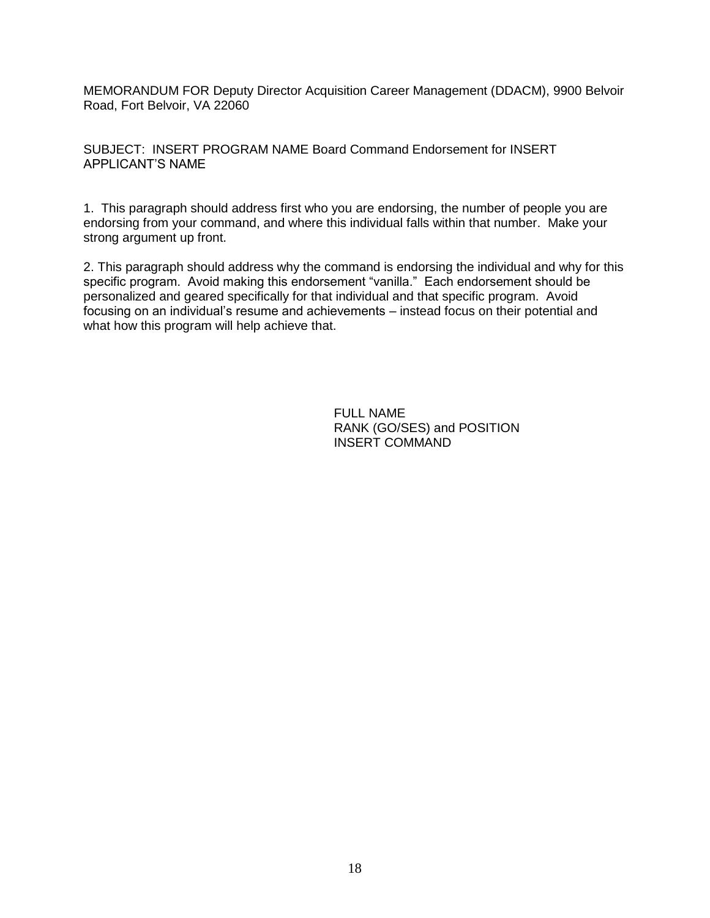MEMORANDUM FOR Deputy Director Acquisition Career Management (DDACM), 9900 Belvoir Road, Fort Belvoir, VA 22060

SUBJECT: INSERT PROGRAM NAME Board Command Endorsement for INSERT APPLICANT'S NAME

1. This paragraph should address first who you are endorsing, the number of people you are endorsing from your command, and where this individual falls within that number. Make your strong argument up front.

2. This paragraph should address why the command is endorsing the individual and why for this specific program. Avoid making this endorsement "vanilla." Each endorsement should be personalized and geared specifically for that individual and that specific program. Avoid focusing on an individual's resume and achievements – instead focus on their potential and what how this program will help achieve that.

FULL NAME
RANK (GO/SES) and POSITION
INSERT COMMAND